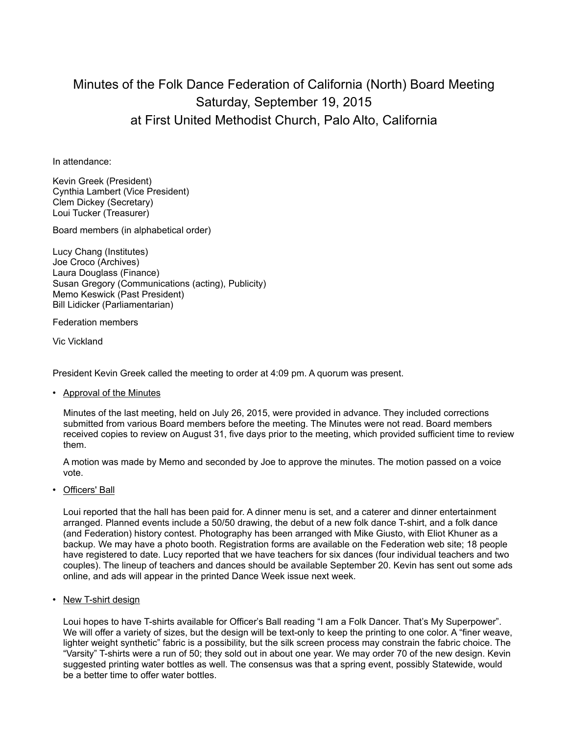# Minutes of the Folk Dance Federation of California (North) Board Meeting
## Saturday, September 19, 2015
## at First United Methodist Church, Palo Alto, California

In attendance:

Kevin Greek (President)
Cynthia Lambert (Vice President)
Clem Dickey (Secretary)
Loui Tucker (Treasurer)

Board members (in alphabetical order)

Lucy Chang (Institutes)
Joe Croco (Archives)
Laura Douglass (Finance)
Susan Gregory (Communications (acting), Publicity)
Memo Keswick (Past President)
Bill Lidicker (Parliamentarian)

Federation members

Vic Vickland

President Kevin Greek called the meeting to order at 4:09 pm. A quorum was present.

- <u>Approval of the Minutes</u>

  Minutes of the last meeting, held on July 26, 2015, were provided in advance. They included corrections submitted from various Board members before the meeting. The Minutes were not read. Board members received copies to review on August 31, five days prior to the meeting, which provided sufficient time to review them.

  A motion was made by Memo and seconded by Joe to approve the minutes. The motion passed on a voice vote.

- <u>Officers' Ball</u>

  Loui reported that the hall has been paid for. A dinner menu is set, and a caterer and dinner entertainment arranged. Planned events include a 50/50 drawing, the debut of a new folk dance T-shirt, and a folk dance (and Federation) history contest. Photography has been arranged with Mike Giusto, with Eliot Khuner as a backup. We may have a photo booth. Registration forms are available on the Federation web site; 18 people have registered to date. Lucy reported that we have teachers for six dances (four individual teachers and two couples). The lineup of teachers and dances should be available September 20. Kevin has sent out some ads online, and ads will appear in the printed Dance Week issue next week.

- <u>New T-shirt design</u>

  Loui hopes to have T-shirts available for Officer's Ball reading "I am a Folk Dancer. That's My Superpower". We will offer a variety of sizes, but the design will be text-only to keep the printing to one color. A "finer weave, lighter weight synthetic" fabric is a possibility, but the silk screen process may constrain the fabric choice. The "Varsity" T-shirts were a run of 50; they sold out in about one year. We may order 70 of the new design. Kevin suggested printing water bottles as well. The consensus was that a spring event, possibly Statewide, would be a better time to offer water bottles.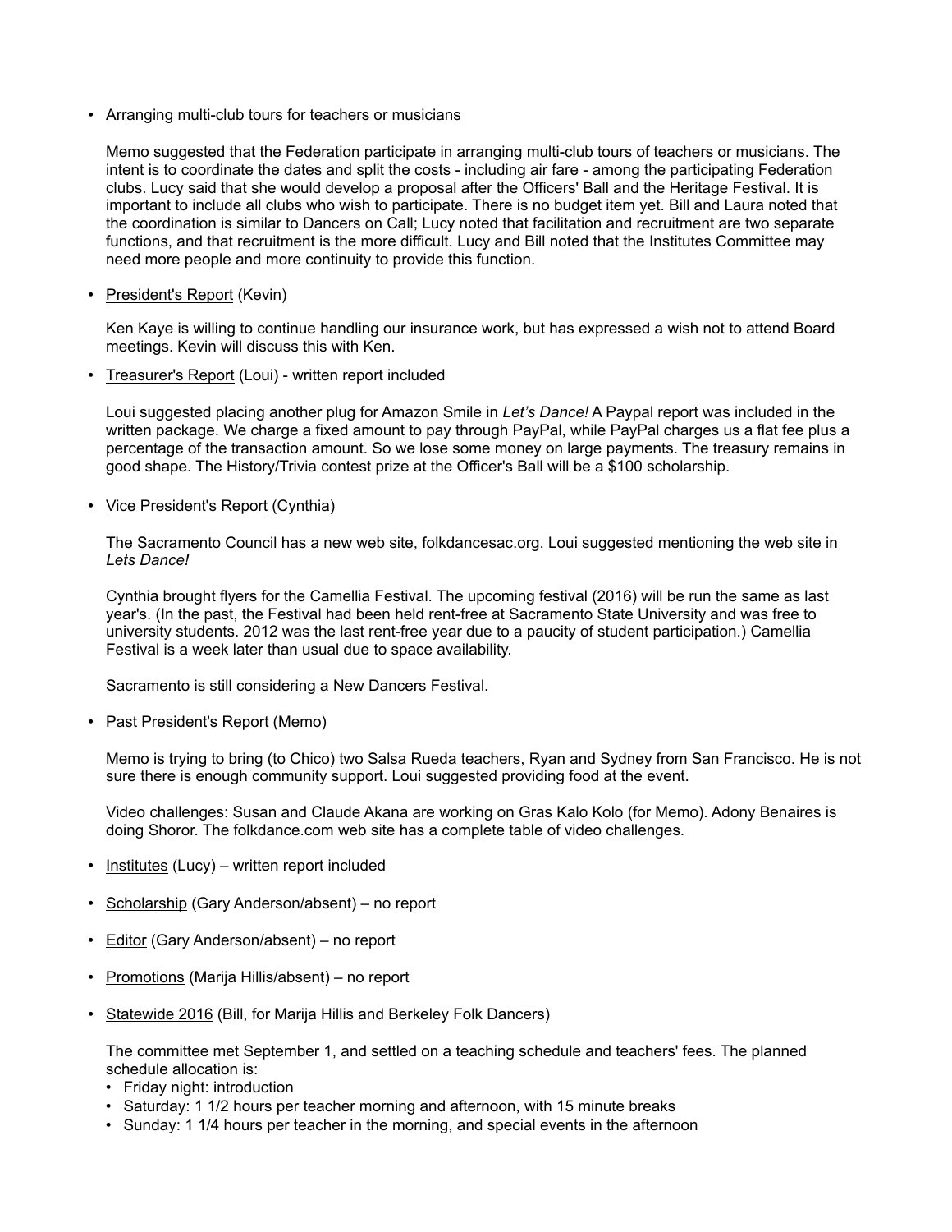- Arranging multi-club tours for teachers or musicians

  Memo suggested that the Federation participate in arranging multi-club tours of teachers or musicians. The intent is to coordinate the dates and split the costs - including air fare - among the participating Federation clubs. Lucy said that she would develop a proposal after the Officers' Ball and the Heritage Festival. It is important to include all clubs who wish to participate. There is no budget item yet. Bill and Laura noted that the coordination is similar to Dancers on Call; Lucy noted that facilitation and recruitment are two separate functions, and that recruitment is the more difficult. Lucy and Bill noted that the Institutes Committee may need more people and more continuity to provide this function.

- President's Report (Kevin)

  Ken Kaye is willing to continue handling our insurance work, but has expressed a wish not to attend Board meetings. Kevin will discuss this with Ken.

- Treasurer's Report (Loui) - written report included

  Loui suggested placing another plug for Amazon Smile in *Let's Dance!* A Paypal report was included in the written package. We charge a fixed amount to pay through PayPal, while PayPal charges us a flat fee plus a percentage of the transaction amount. So we lose some money on large payments. The treasury remains in good shape. The History/Trivia contest prize at the Officer's Ball will be a $100 scholarship.

- Vice President's Report (Cynthia)

  The Sacramento Council has a new web site, folkdancesac.org. Loui suggested mentioning the web site in *Lets Dance!*

  Cynthia brought flyers for the Camellia Festival. The upcoming festival (2016) will be run the same as last year's. (In the past, the Festival had been held rent-free at Sacramento State University and was free to university students. 2012 was the last rent-free year due to a paucity of student participation.) Camellia Festival is a week later than usual due to space availability.

  Sacramento is still considering a New Dancers Festival.

- Past President's Report (Memo)

  Memo is trying to bring (to Chico) two Salsa Rueda teachers, Ryan and Sydney from San Francisco. He is not sure there is enough community support. Loui suggested providing food at the event.

  Video challenges: Susan and Claude Akana are working on Gras Kalo Kolo (for Memo). Adony Benaires is doing Shoror. The folkdance.com web site has a complete table of video challenges.

- Institutes (Lucy) – written report included

- Scholarship (Gary Anderson/absent) – no report

- Editor (Gary Anderson/absent) – no report

- Promotions (Marija Hillis/absent) – no report

- Statewide 2016 (Bill, for Marija Hillis and Berkeley Folk Dancers)

  The committee met September 1, and settled on a teaching schedule and teachers' fees. The planned schedule allocation is:
  - Friday night: introduction
  - Saturday: 1 1/2 hours per teacher morning and afternoon, with 15 minute breaks
  - Sunday: 1 1/4 hours per teacher in the morning, and special events in the afternoon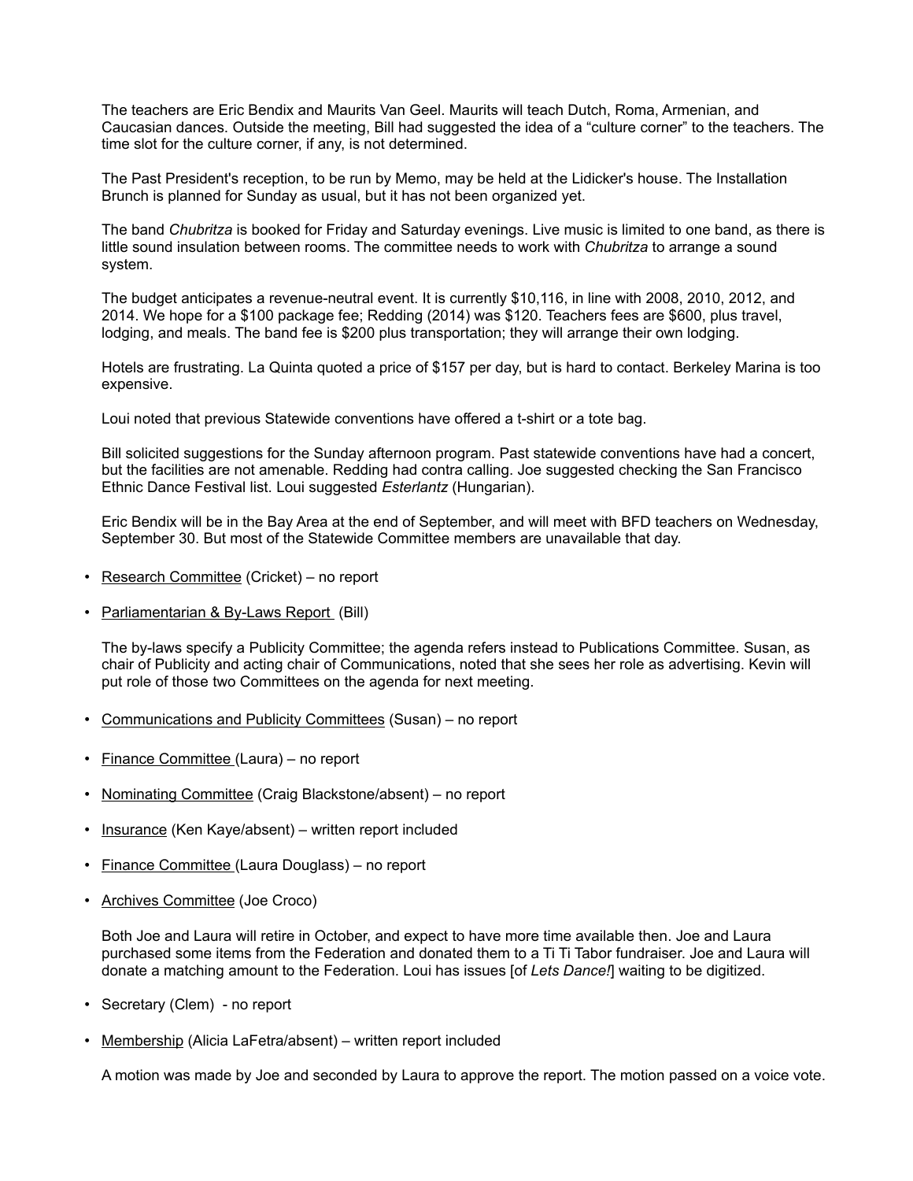The teachers are Eric Bendix and Maurits Van Geel. Maurits will teach Dutch, Roma, Armenian, and Caucasian dances. Outside the meeting, Bill had suggested the idea of a “culture corner” to the teachers. The time slot for the culture corner, if any, is not determined.

The Past President's reception, to be run by Memo, may be held at the Lidicker's house. The Installation Brunch is planned for Sunday as usual, but it has not been organized yet.

The band *Chubritza* is booked for Friday and Saturday evenings. Live music is limited to one band, as there is little sound insulation between rooms. The committee needs to work with *Chubritza* to arrange a sound system.

The budget anticipates a revenue-neutral event. It is currently $10,116, in line with 2008, 2010, 2012, and 2014. We hope for a $100 package fee; Redding (2014) was $120. Teachers fees are $600, plus travel, lodging, and meals. The band fee is $200 plus transportation; they will arrange their own lodging.

Hotels are frustrating. La Quinta quoted a price of $157 per day, but is hard to contact. Berkeley Marina is too expensive.

Loui noted that previous Statewide conventions have offered a t-shirt or a tote bag.

Bill solicited suggestions for the Sunday afternoon program. Past statewide conventions have had a concert, but the facilities are not amenable. Redding had contra calling. Joe suggested checking the San Francisco Ethnic Dance Festival list. Loui suggested *Esterlantz* (Hungarian).

Eric Bendix will be in the Bay Area at the end of September, and will meet with BFD teachers on Wednesday, September 30. But most of the Statewide Committee members are unavailable that day.

- Research Committee (Cricket) – no report
- Parliamentarian & By-Laws Report (Bill)

  The by-laws specify a Publicity Committee; the agenda refers instead to Publications Committee. Susan, as chair of Publicity and acting chair of Communications, noted that she sees her role as advertising. Kevin will put role of those two Committees on the agenda for next meeting.

- Communications and Publicity Committees (Susan) – no report
- Finance Committee (Laura) – no report
- Nominating Committee (Craig Blackstone/absent) – no report
- Insurance (Ken Kaye/absent) – written report included
- Finance Committee (Laura Douglass) – no report
- Archives Committee (Joe Croco)

  Both Joe and Laura will retire in October, and expect to have more time available then. Joe and Laura purchased some items from the Federation and donated them to a Ti Ti Tabor fundraiser. Joe and Laura will donate a matching amount to the Federation. Loui has issues [of *Lets Dance!*] waiting to be digitized.

- Secretary (Clem) - no report
- Membership (Alicia LaFetra/absent) – written report included

  A motion was made by Joe and seconded by Laura to approve the report. The motion passed on a voice vote.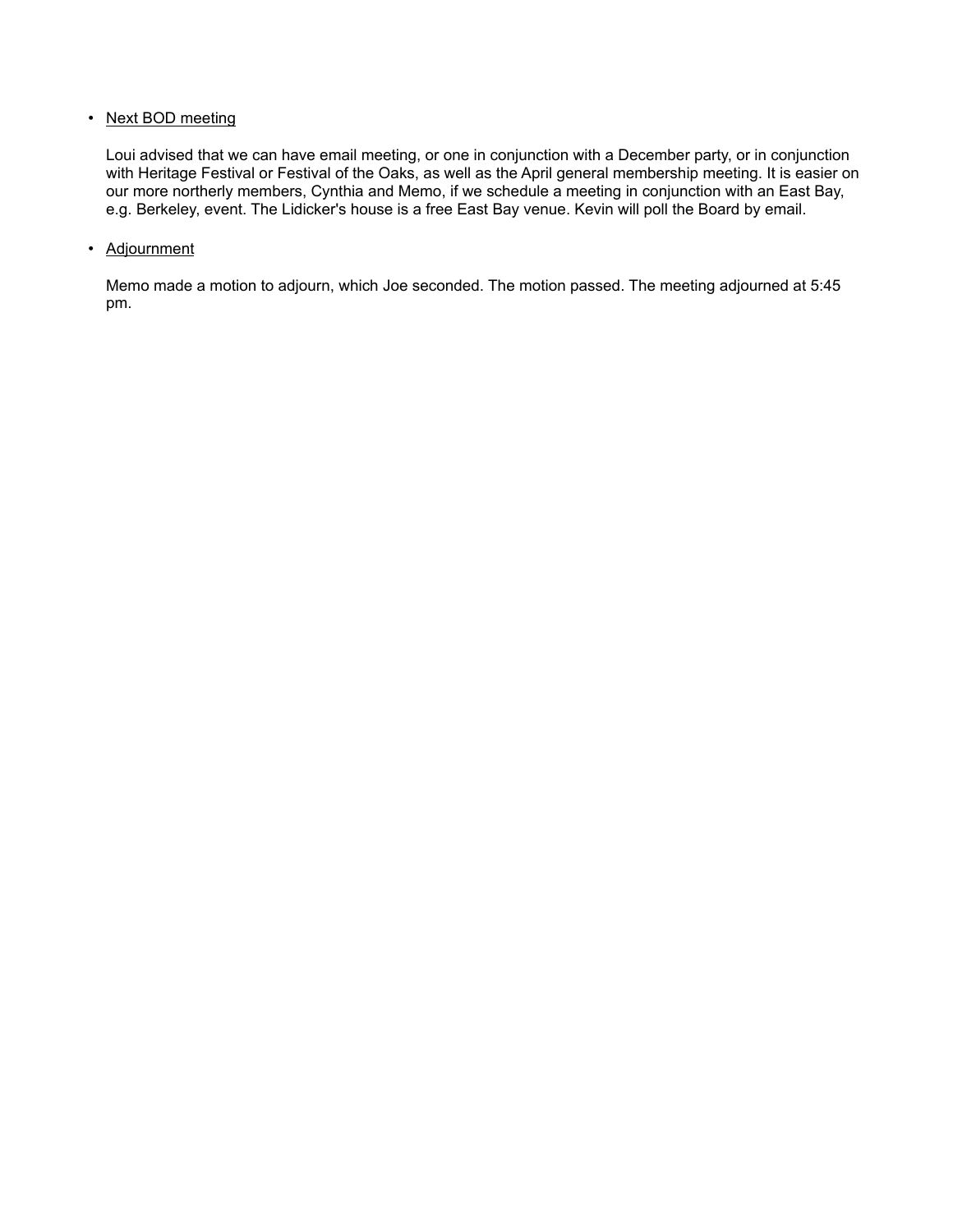- Next BOD meeting

  Loui advised that we can have email meeting, or one in conjunction with a December party, or in conjunction with Heritage Festival or Festival of the Oaks, as well as the April general membership meeting. It is easier on our more northerly members, Cynthia and Memo, if we schedule a meeting in conjunction with an East Bay, e.g. Berkeley, event. The Lidicker's house is a free East Bay venue. Kevin will poll the Board by email.

- Adjournment

  Memo made a motion to adjourn, which Joe seconded. The motion passed. The meeting adjourned at 5:45 pm.